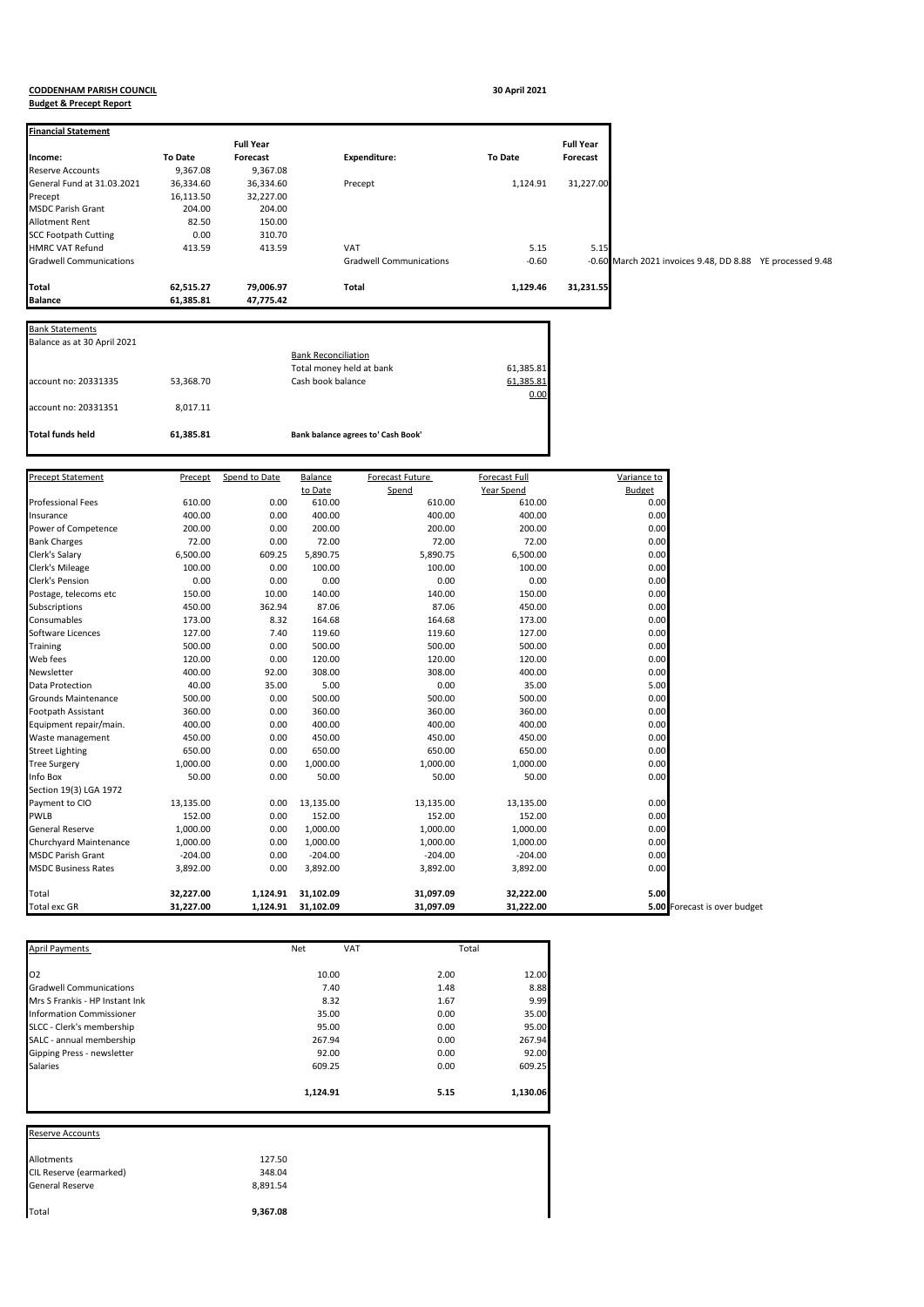**CODDENHAM PARISH COUNCIL**

**Budget & Precept Report**

30 April 2021

**Financial Statement**

| Income: | To Date | Full Year Forecast | Expenditure: | To Date | Full Year Forecast | |
|---|---|---|---|---|---|---|
| Reserve Accounts | 9,367.08 | 9,367.08 | | | | |
| General Fund at 31.03.2021 | 36,334.60 | 36,334.60 | Precept | 1,124.91 | 31,227.00 | |
| Precept | 16,113.50 | 32,227.00 | | | | |
| MSDC Parish Grant | 204.00 | 204.00 | | | | |
| Allotment Rent | 82.50 | 150.00 | | | | |
| SCC Footpath Cutting | 0.00 | 310.70 | | | | |
| HMRC VAT Refund | 413.59 | 413.59 | VAT | 5.15 | 5.15 | |
| Gradwell Communications | | | Gradwell Communications | -0.60 | -0.60 | March 2021 invoices 9.48, DD 8.88 YE processed 9.48 |
| **Total** | **62,515.27** | **79,006.97** | **Total** | **1,129.46** | **31,231.55** | |
| **Balance** | **61,385.81** | **47,775.42** | | | | |

**Bank Statements**

Balance as at 30 April 2021

| | | | |
|---|---|---|---|
| | | Bank Reconciliation | |
| | | Total money held at bank | 61,385.81 |
| account no: 20331335 | 53,368.70 | Cash book balance | 61,385.81 |
| | | | 0.00 |
| account no: 20331351 | 8,017.11 | | |
| **Total funds held** | **61,385.81** | **Bank balance agrees to' Cash Book'** | |

| Precept Statement | Precept | Spend to Date | Balance to Date | Forecast Future Spend | Forecast Full Year Spend | Variance to Budget | |
|---|---|---|---|---|---|---|---|
| Professional Fees | 610.00 | 0.00 | 610.00 | 610.00 | 610.00 | 0.00 | |
| Insurance | 400.00 | 0.00 | 400.00 | 400.00 | 400.00 | 0.00 | |
| Power of Competence | 200.00 | 0.00 | 200.00 | 200.00 | 200.00 | 0.00 | |
| Bank Charges | 72.00 | 0.00 | 72.00 | 72.00 | 72.00 | 0.00 | |
| Clerk's Salary | 6,500.00 | 609.25 | 5,890.75 | 5,890.75 | 6,500.00 | 0.00 | |
| Clerk's Mileage | 100.00 | 0.00 | 100.00 | 100.00 | 100.00 | 0.00 | |
| Clerk's Pension | 0.00 | 0.00 | 0.00 | 0.00 | 0.00 | 0.00 | |
| Postage, telecoms etc | 150.00 | 10.00 | 140.00 | 140.00 | 150.00 | 0.00 | |
| Subscriptions | 450.00 | 362.94 | 87.06 | 87.06 | 450.00 | 0.00 | |
| Consumables | 173.00 | 8.32 | 164.68 | 164.68 | 173.00 | 0.00 | |
| Software Licences | 127.00 | 7.40 | 119.60 | 119.60 | 127.00 | 0.00 | |
| Training | 500.00 | 0.00 | 500.00 | 500.00 | 500.00 | 0.00 | |
| Web fees | 120.00 | 0.00 | 120.00 | 120.00 | 120.00 | 0.00 | |
| Newsletter | 400.00 | 92.00 | 308.00 | 308.00 | 400.00 | 0.00 | |
| Data Protection | 40.00 | 35.00 | 5.00 | 0.00 | 35.00 | 5.00 | |
| Grounds Maintenance | 500.00 | 0.00 | 500.00 | 500.00 | 500.00 | 0.00 | |
| Footpath Assistant | 360.00 | 0.00 | 360.00 | 360.00 | 360.00 | 0.00 | |
| Equipment repair/main. | 400.00 | 0.00 | 400.00 | 400.00 | 400.00 | 0.00 | |
| Waste management | 450.00 | 0.00 | 450.00 | 450.00 | 450.00 | 0.00 | |
| Street Lighting | 650.00 | 0.00 | 650.00 | 650.00 | 650.00 | 0.00 | |
| Tree Surgery | 1,000.00 | 0.00 | 1,000.00 | 1,000.00 | 1,000.00 | 0.00 | |
| Info Box | 50.00 | 0.00 | 50.00 | 50.00 | 50.00 | 0.00 | |
| Section 19(3) LGA 1972 | | | | | | | |
| Payment to CIO | 13,135.00 | 0.00 | 13,135.00 | 13,135.00 | 13,135.00 | 0.00 | |
| PWLB | 152.00 | 0.00 | 152.00 | 152.00 | 152.00 | 0.00 | |
| General Reserve | 1,000.00 | 0.00 | 1,000.00 | 1,000.00 | 1,000.00 | 0.00 | |
| Churchyard Maintenance | 1,000.00 | 0.00 | 1,000.00 | 1,000.00 | 1,000.00 | 0.00 | |
| MSDC Parish Grant | -204.00 | 0.00 | -204.00 | -204.00 | -204.00 | 0.00 | |
| MSDC Business Rates | 3,892.00 | 0.00 | 3,892.00 | 3,892.00 | 3,892.00 | 0.00 | |
| Total | **32,227.00** | **1,124.91** | **31,102.09** | **31,097.09** | **32,222.00** | **5.00** | |
| Total exc GR | **31,227.00** | **1,124.91** | **31,102.09** | **31,097.09** | **31,222.00** | **5.00** | Forecast is over budget |

| April Payments | Net | VAT | Total |
|---|---|---|---|
| O2 | 10.00 | 2.00 | 12.00 |
| Gradwell Communications | 7.40 | 1.48 | 8.88 |
| Mrs S Frankis - HP Instant Ink | 8.32 | 1.67 | 9.99 |
| Information Commissioner | 35.00 | 0.00 | 35.00 |
| SLCC - Clerk's membership | 95.00 | 0.00 | 95.00 |
| SALC - annual membership | 267.94 | 0.00 | 267.94 |
| Gipping Press - newsletter | 92.00 | 0.00 | 92.00 |
| Salaries | 609.25 | 0.00 | 609.25 |
| | **1,124.91** | **5.15** | **1,130.06** |

| Reserve Accounts | |
|---|---|
| Allotments | 127.50 |
| CIL Reserve (earmarked) | 348.04 |
| General Reserve | 8,891.54 |
| Total | **9,367.08** |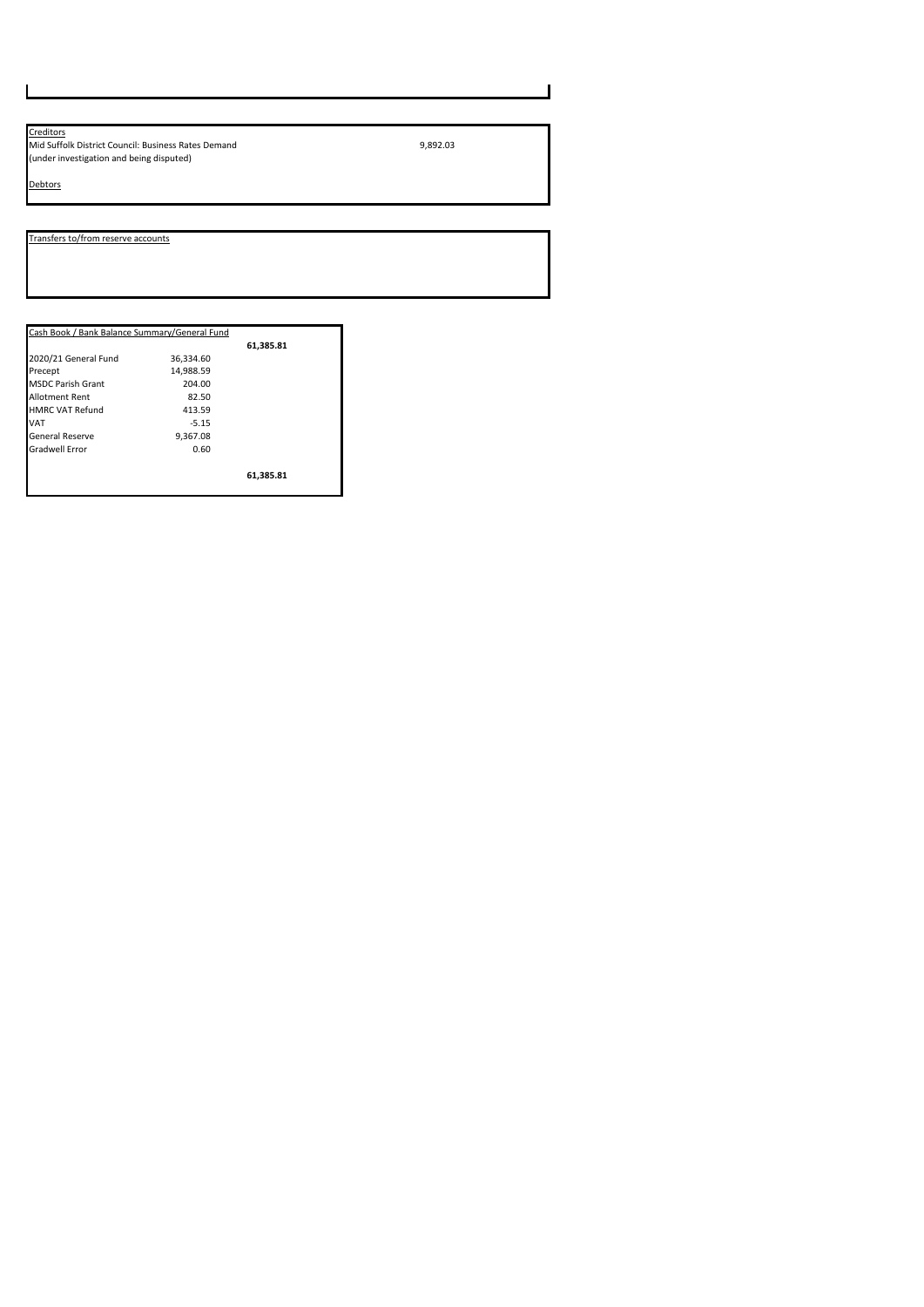Creditors

Mid Suffolk District Council: Business Rates Demand 9,892.03
(under investigation and being disputed)

Debtors

Transfers to/from reserve accounts

Cash Book / Bank Balance Summary/General Fund

| | | |
|---|---|---|
| | | **61,385.81** |
| 2020/21 General Fund | 36,334.60 | |
| Precept | 14,988.59 | |
| MSDC Parish Grant | 204.00 | |
| Allotment Rent | 82.50 | |
| HMRC VAT Refund | 413.59 | |
| VAT | -5.15 | |
| General Reserve | 9,367.08 | |
| Gradwell Error | 0.60 | |
| | | **61,385.81** |